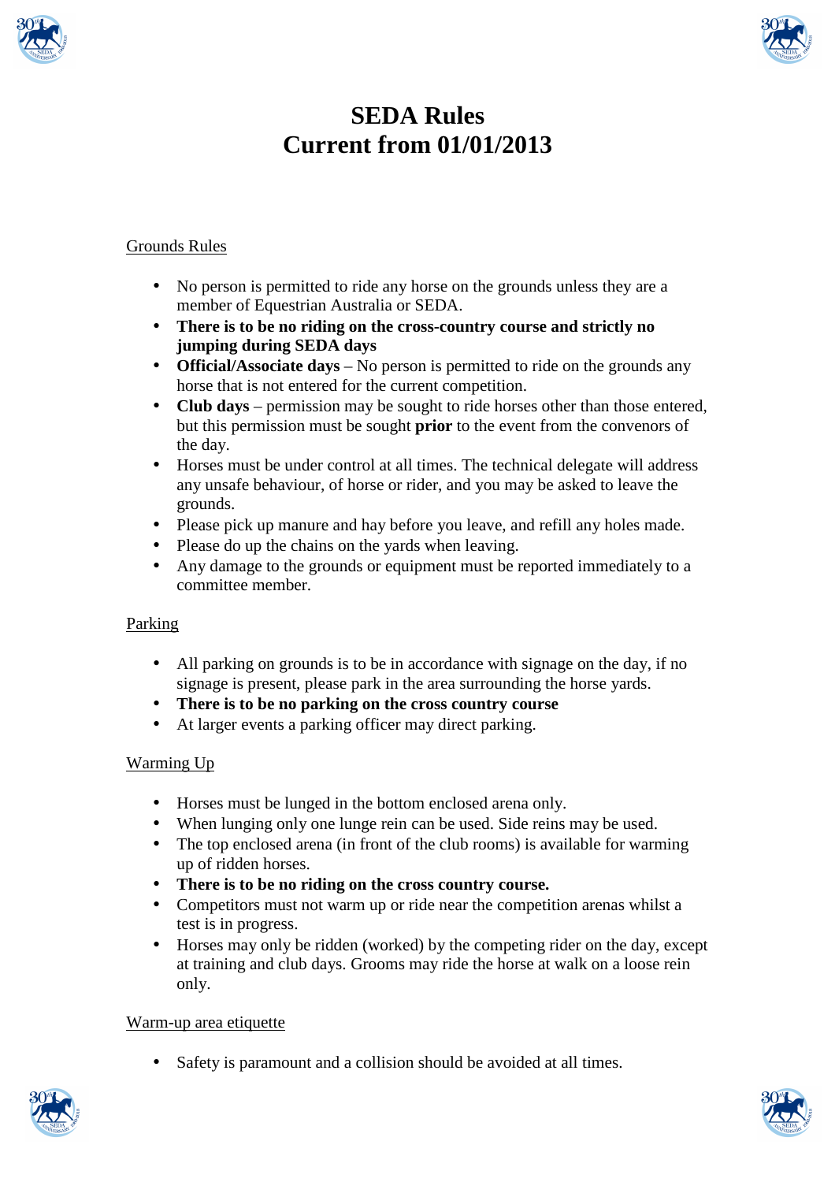# SEDA Rules
# Current from 01/01/2013

## Grounds Rules

- No person is permitted to ride any horse on the grounds unless they are a member of Equestrian Australia or SEDA.
- **There is to be no riding on the cross-country course and strictly no jumping during SEDA days**
- **Official/Associate days** – No person is permitted to ride on the grounds any horse that is not entered for the current competition.
- **Club days** – permission may be sought to ride horses other than those entered, but this permission must be sought **prior** to the event from the convenors of the day.
- Horses must be under control at all times. The technical delegate will address any unsafe behaviour, of horse or rider, and you may be asked to leave the grounds.
- Please pick up manure and hay before you leave, and refill any holes made.
- Please do up the chains on the yards when leaving.
- Any damage to the grounds or equipment must be reported immediately to a committee member.

## Parking

- All parking on grounds is to be in accordance with signage on the day, if no signage is present, please park in the area surrounding the horse yards.
- **There is to be no parking on the cross country course**
- At larger events a parking officer may direct parking.

## Warming Up

- Horses must be lunged in the bottom enclosed arena only.
- When lunging only one lunge rein can be used. Side reins may be used.
- The top enclosed arena (in front of the club rooms) is available for warming up of ridden horses.
- **There is to be no riding on the cross country course.**
- Competitors must not warm up or ride near the competition arenas whilst a test is in progress.
- Horses may only be ridden (worked) by the competing rider on the day, except at training and club days. Grooms may ride the horse at walk on a loose rein only.

## Warm-up area etiquette

- Safety is paramount and a collision should be avoided at all times.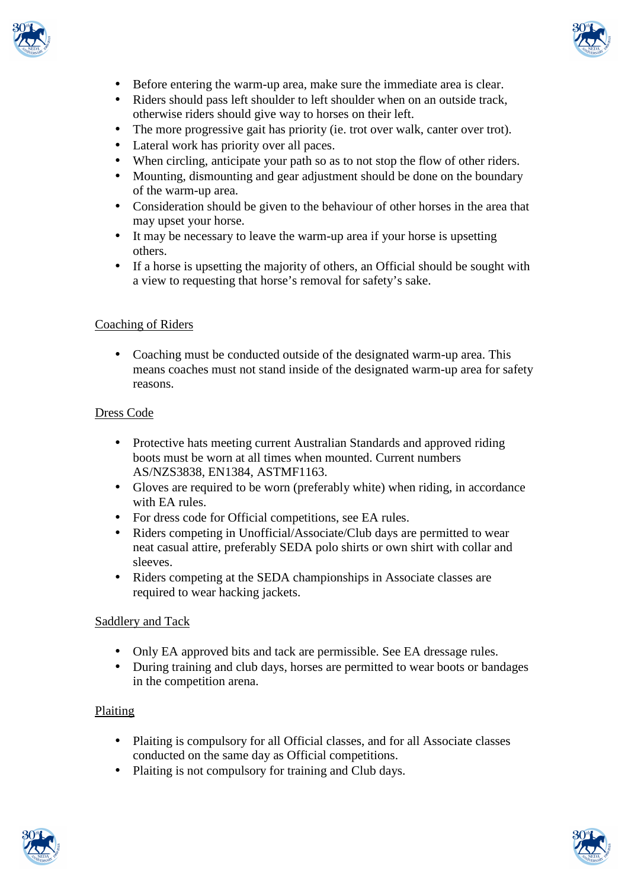- Before entering the warm-up area, make sure the immediate area is clear.
- Riders should pass left shoulder to left shoulder when on an outside track, otherwise riders should give way to horses on their left.
- The more progressive gait has priority (ie. trot over walk, canter over trot).
- Lateral work has priority over all paces.
- When circling, anticipate your path so as to not stop the flow of other riders.
- Mounting, dismounting and gear adjustment should be done on the boundary of the warm-up area.
- Consideration should be given to the behaviour of other horses in the area that may upset your horse.
- It may be necessary to leave the warm-up area if your horse is upsetting others.
- If a horse is upsetting the majority of others, an Official should be sought with a view to requesting that horse's removal for safety's sake.

## Coaching of Riders

- Coaching must be conducted outside of the designated warm-up area. This means coaches must not stand inside of the designated warm-up area for safety reasons.

## Dress Code

- Protective hats meeting current Australian Standards and approved riding boots must be worn at all times when mounted. Current numbers AS/NZS3838, EN1384, ASTMF1163.
- Gloves are required to be worn (preferably white) when riding, in accordance with EA rules.
- For dress code for Official competitions, see EA rules.
- Riders competing in Unofficial/Associate/Club days are permitted to wear neat casual attire, preferably SEDA polo shirts or own shirt with collar and sleeves.
- Riders competing at the SEDA championships in Associate classes are required to wear hacking jackets.

## Saddlery and Tack

- Only EA approved bits and tack are permissible. See EA dressage rules.
- During training and club days, horses are permitted to wear boots or bandages in the competition arena.

## Plaiting

- Plaiting is compulsory for all Official classes, and for all Associate classes conducted on the same day as Official competitions.
- Plaiting is not compulsory for training and Club days.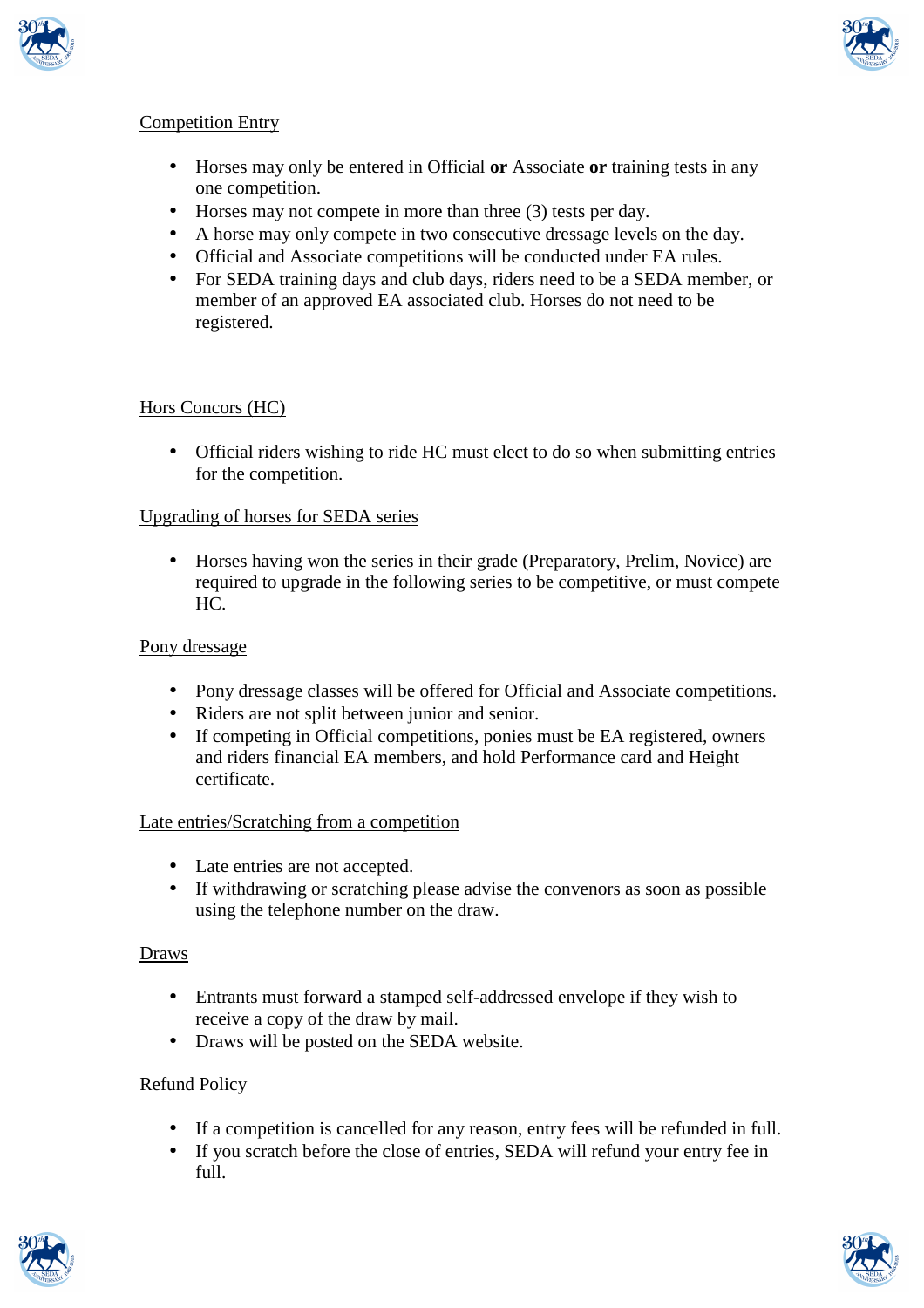## Competition Entry

- Horses may only be entered in Official **or** Associate **or** training tests in any one competition.
- Horses may not compete in more than three (3) tests per day.
- A horse may only compete in two consecutive dressage levels on the day.
- Official and Associate competitions will be conducted under EA rules.
- For SEDA training days and club days, riders need to be a SEDA member, or member of an approved EA associated club. Horses do not need to be registered.

## Hors Concors (HC)

- Official riders wishing to ride HC must elect to do so when submitting entries for the competition.

## Upgrading of horses for SEDA series

- Horses having won the series in their grade (Preparatory, Prelim, Novice) are required to upgrade in the following series to be competitive, or must compete HC.

## Pony dressage

- Pony dressage classes will be offered for Official and Associate competitions.
- Riders are not split between junior and senior.
- If competing in Official competitions, ponies must be EA registered, owners and riders financial EA members, and hold Performance card and Height certificate.

## Late entries/Scratching from a competition

- Late entries are not accepted.
- If withdrawing or scratching please advise the convenors as soon as possible using the telephone number on the draw.

## Draws

- Entrants must forward a stamped self-addressed envelope if they wish to receive a copy of the draw by mail.
- Draws will be posted on the SEDA website.

## Refund Policy

- If a competition is cancelled for any reason, entry fees will be refunded in full.
- If you scratch before the close of entries, SEDA will refund your entry fee in full.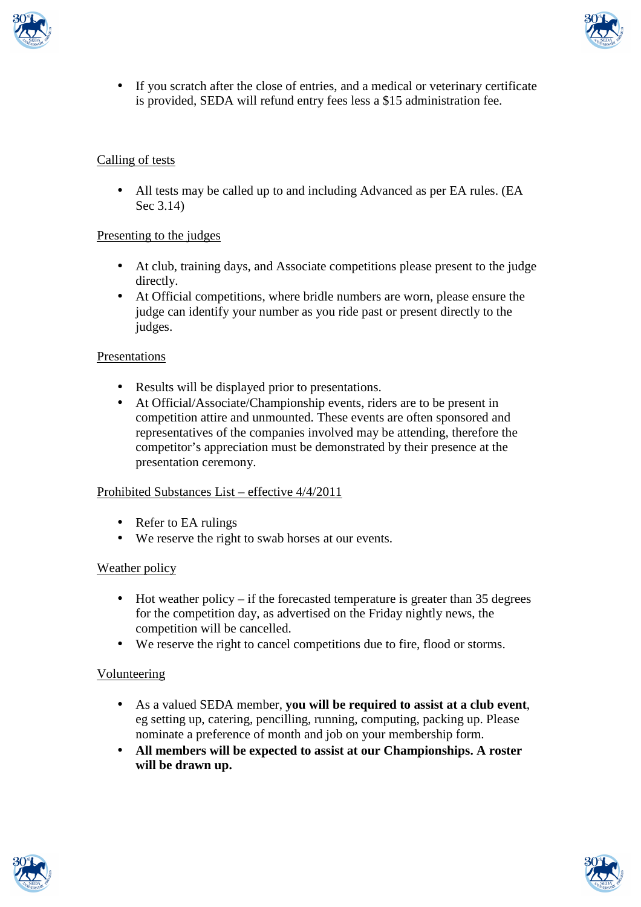- If you scratch after the close of entries, and a medical or veterinary certificate is provided, SEDA will refund entry fees less a $15 administration fee.

Calling of tests

- All tests may be called up to and including Advanced as per EA rules. (EA Sec 3.14)

Presenting to the judges

- At club, training days, and Associate competitions please present to the judge directly.
- At Official competitions, where bridle numbers are worn, please ensure the judge can identify your number as you ride past or present directly to the judges.

Presentations

- Results will be displayed prior to presentations.
- At Official/Associate/Championship events, riders are to be present in competition attire and unmounted. These events are often sponsored and representatives of the companies involved may be attending, therefore the competitor's appreciation must be demonstrated by their presence at the presentation ceremony.

Prohibited Substances List – effective 4/4/2011

- Refer to EA rulings
- We reserve the right to swab horses at our events.

Weather policy

- Hot weather policy – if the forecasted temperature is greater than 35 degrees for the competition day, as advertised on the Friday nightly news, the competition will be cancelled.
- We reserve the right to cancel competitions due to fire, flood or storms.

Volunteering

- As a valued SEDA member, **you will be required to assist at a club event**, eg setting up, catering, pencilling, running, computing, packing up. Please nominate a preference of month and job on your membership form.
- **All members will be expected to assist at our Championships. A roster will be drawn up.**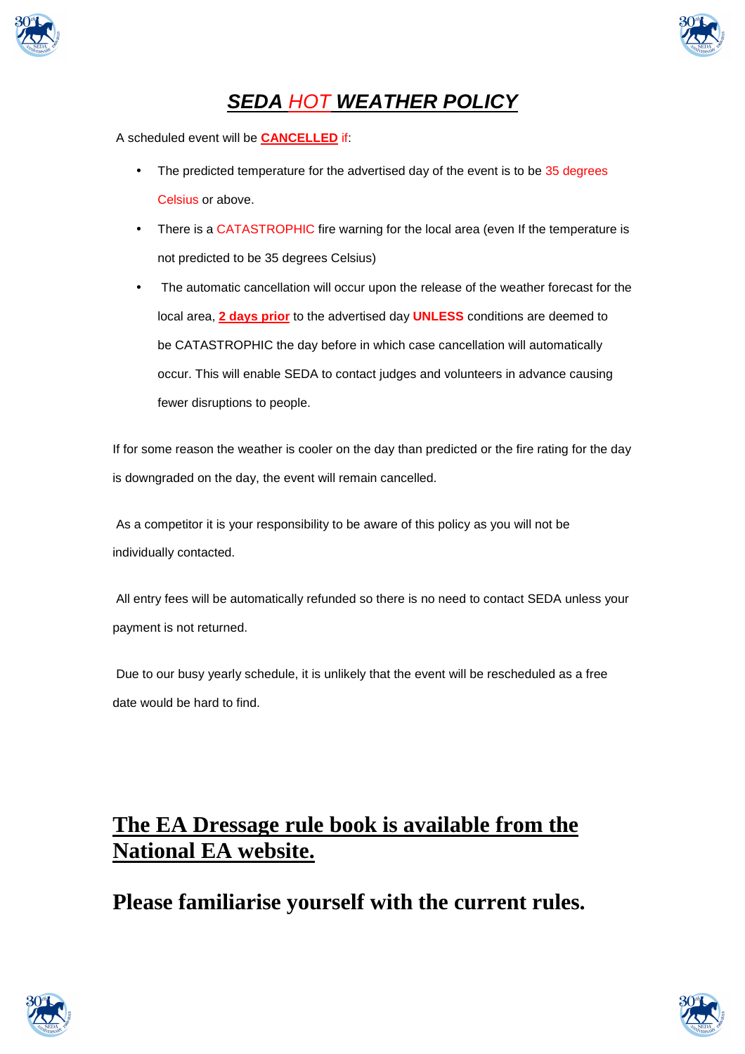# ***SEDA HOT WEATHER POLICY***

A scheduled event will be **CANCELLED** if:

- The predicted temperature for the advertised day of the event is to be 35 degrees Celsius or above.
- There is a CATASTROPHIC fire warning for the local area (even If the temperature is not predicted to be 35 degrees Celsius)
- The automatic cancellation will occur upon the release of the weather forecast for the local area, **2 days prior** to the advertised day **UNLESS** conditions are deemed to be CATASTROPHIC the day before in which case cancellation will automatically occur. This will enable SEDA to contact judges and volunteers in advance causing fewer disruptions to people.

If for some reason the weather is cooler on the day than predicted or the fire rating for the day is downgraded on the day, the event will remain cancelled.

As a competitor it is your responsibility to be aware of this policy as you will not be individually contacted.

All entry fees will be automatically refunded so there is no need to contact SEDA unless your payment is not returned.

Due to our busy yearly schedule, it is unlikely that the event will be rescheduled as a free date would be hard to find.

## The EA Dressage rule book is available from the National EA website.

## Please familiarise yourself with the current rules.